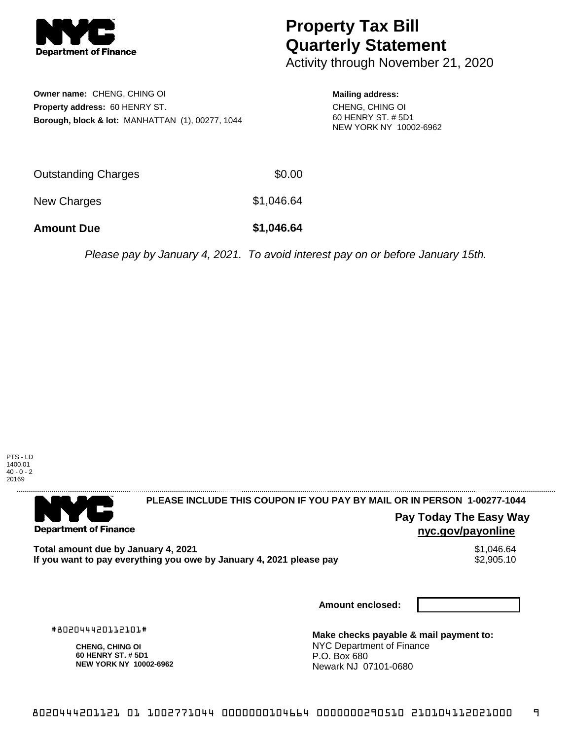**Department of Finance**

# Property Tax Bill Quarterly Statement

Activity through November 21, 2020

**Owner name:** CHENG, CHING OI
**Property address:** 60 HENRY ST.
**Borough, block & lot:** MANHATTAN (1), 00277, 1044

**Mailing address:**
CHENG, CHING OI
60 HENRY ST. # 5D1
NEW YORK NY 10002-6962

| | |
|---|---|
| Outstanding Charges | $0.00 |
| New Charges | $1,046.64 |
| **Amount Due** | **$1,046.64** |

*Please pay by January 4, 2021. To avoid interest pay on or before January 15th.*

PTS - LD
1400.01
40 - 0 - 2
20169

**Department of Finance**

**PLEASE INCLUDE THIS COUPON IF YOU PAY BY MAIL OR IN PERSON 1-00277-1044**

**Pay Today The Easy Way**
**nyc.gov/payonline**

| | |
|---|---|
| **Total amount due by January 4, 2021** | $1,046.64 |
| **If you want to pay everything you owe by January 4, 2021 please pay** | $2,905.10 |

**Amount enclosed:**

#802044420112101#

**CHENG, CHING OI**
**60 HENRY ST. # 5D1**
**NEW YORK NY 10002-6962**

**Make checks payable & mail payment to:**
NYC Department of Finance
P.O. Box 680
Newark NJ 07101-0680

8020444201121 01 1002771044 0000000104664 0000000290510 210104112021000 9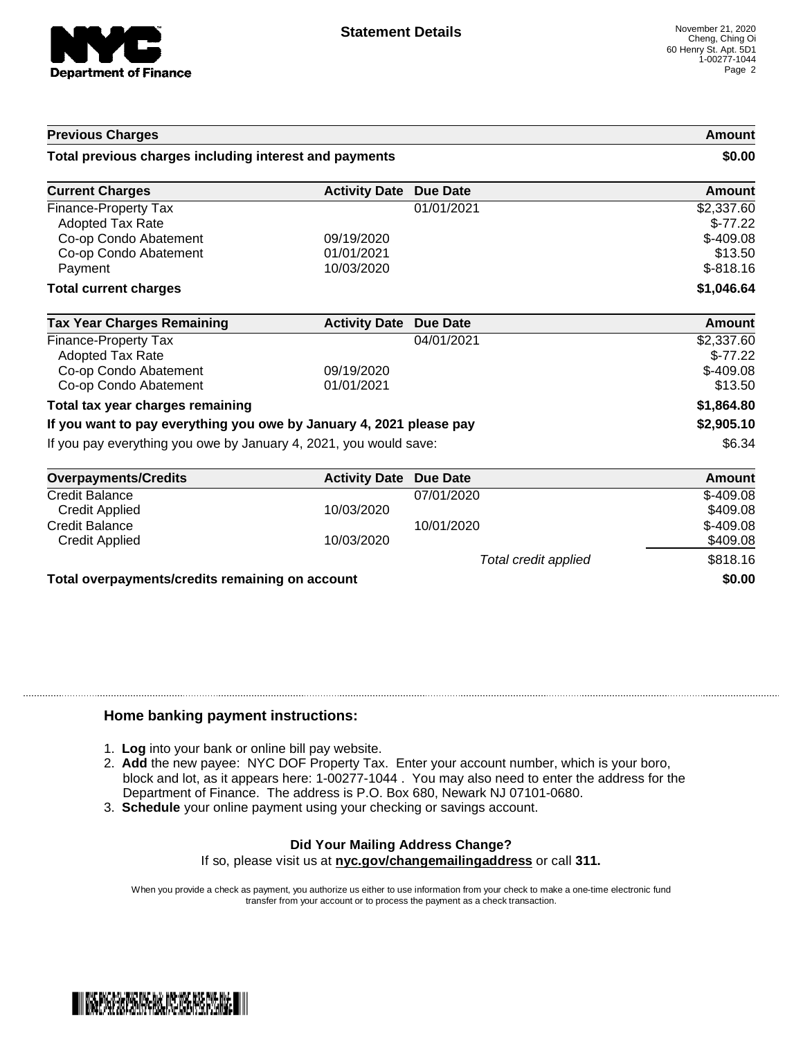**Statement Details**

November 21, 2020
Cheng, Ching Oi
60 Henry St. Apt. 5D1
1-00277-1044

| Previous Charges | | | Amount |
|---|---|---|---|
| **Total previous charges including interest and payments** | | | **$0.00** |

| Current Charges | Activity Date | Due Date | Amount |
|---|---|---|---|
| Finance-Property Tax | | 01/01/2021 | $2,337.60 |
| Adopted Tax Rate | | | $-77.22 |
| Co-op Condo Abatement | 09/19/2020 | | $-409.08 |
| Co-op Condo Abatement | 01/01/2021 | | $13.50 |
| Payment | 10/03/2020 | | $-818.16 |
| **Total current charges** | | | **$1,046.64** |

| Tax Year Charges Remaining | Activity Date | Due Date | Amount |
|---|---|---|---|
| Finance-Property Tax | | 04/01/2021 | $2,337.60 |
| Adopted Tax Rate | | | $-77.22 |
| Co-op Condo Abatement | 09/19/2020 | | $-409.08 |
| Co-op Condo Abatement | 01/01/2021 | | $13.50 |
| **Total tax year charges remaining** | | | **$1,864.80** |
| **If you want to pay everything you owe by January 4, 2021 please pay** | | | **$2,905.10** |
| If you pay everything you owe by January 4, 2021, you would save: | | | $6.34 |

| Overpayments/Credits | Activity Date | Due Date | Amount |
|---|---|---|---|
| Credit Balance | | 07/01/2020 | $-409.08 |
| Credit Applied | 10/03/2020 | | $409.08 |
| Credit Balance | | 10/01/2020 | $-409.08 |
| Credit Applied | 10/03/2020 | | $409.08 |
| | | *Total credit applied* | $818.16 |
| **Total overpayments/credits remaining on account** | | | **$0.00** |

### Home banking payment instructions:

1. **Log** into your bank or online bill pay website.
2. **Add** the new payee: NYC DOF Property Tax. Enter your account number, which is your boro, block and lot, as it appears here: 1-00277-1044 . You may also need to enter the address for the Department of Finance. The address is P.O. Box 680, Newark NJ 07101-0680.
3. **Schedule** your online payment using your checking or savings account.

**Did Your Mailing Address Change?**
If so, please visit us at **nyc.gov/changemailingaddress** or call **311.**

When you provide a check as payment, you authorize us either to use information from your check to make a one-time electronic fund transfer from your account or to process the payment as a check transaction.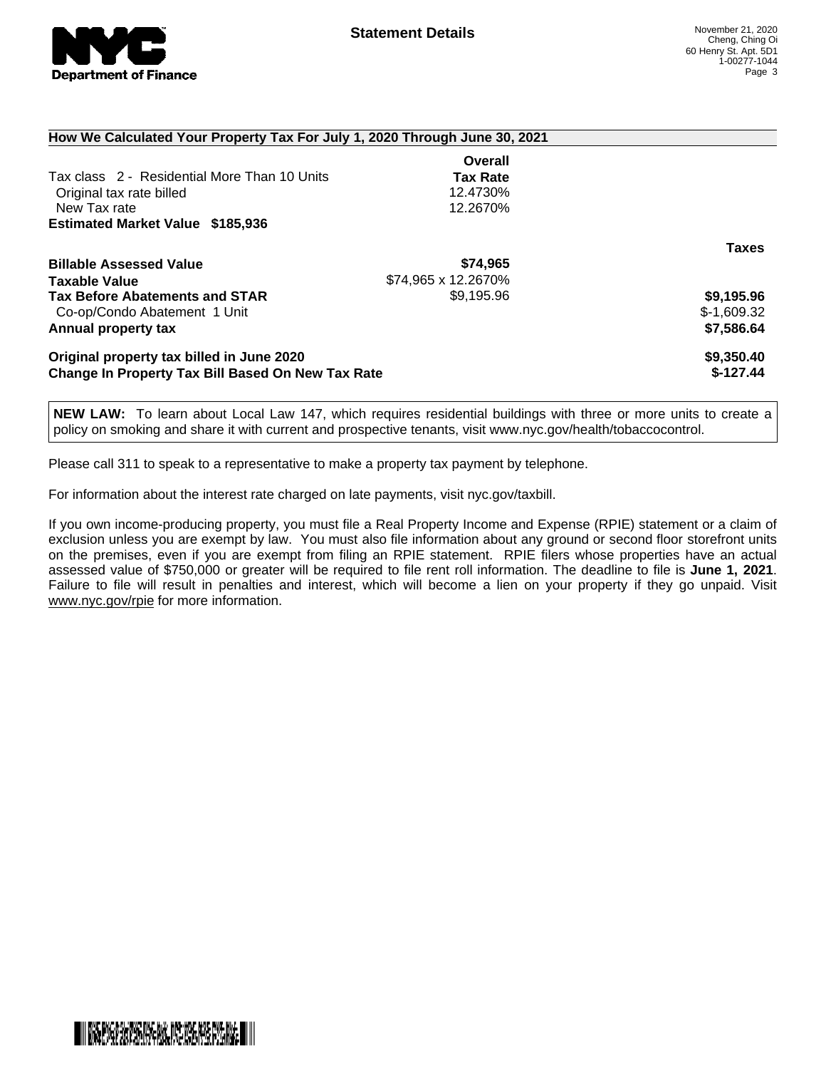## Statement Details

November 21, 2020
Cheng, Ching Oi
60 Henry St. Apt. 5D1
1-00277-1044

### How We Calculated Your Property Tax For July 1, 2020 Through June 30, 2021

| | Overall Tax Rate | Taxes |
|---|---|---|
| Tax class 2 - Residential More Than 10 Units | | |
| Original tax rate billed | 12.4730% | |
| New Tax rate | 12.2670% | |
| **Estimated Market Value $185,936** | | |
| **Billable Assessed Value** | **$74,965** | |
| **Taxable Value** | $74,965 x 12.2670% | |
| **Tax Before Abatements and STAR** | $9,195.96 | **$9,195.96** |
| Co-op/Condo Abatement 1 Unit | | $-1,609.32 |
| **Annual property tax** | | **$7,586.64** |
| **Original property tax billed in June 2020** | | **$9,350.40** |
| **Change In Property Tax Bill Based On New Tax Rate** | | **$-127.44** |

**NEW LAW:** To learn about Local Law 147, which requires residential buildings with three or more units to create a policy on smoking and share it with current and prospective tenants, visit www.nyc.gov/health/tobaccocontrol.

Please call 311 to speak to a representative to make a property tax payment by telephone.

For information about the interest rate charged on late payments, visit nyc.gov/taxbill.

If you own income-producing property, you must file a Real Property Income and Expense (RPIE) statement or a claim of exclusion unless you are exempt by law. You must also file information about any ground or second floor storefront units on the premises, even if you are exempt from filing an RPIE statement. RPIE filers whose properties have an actual assessed value of $750,000 or greater will be required to file rent roll information. The deadline to file is **June 1, 2021**. Failure to file will result in penalties and interest, which will become a lien on your property if they go unpaid. Visit www.nyc.gov/rpie for more information.